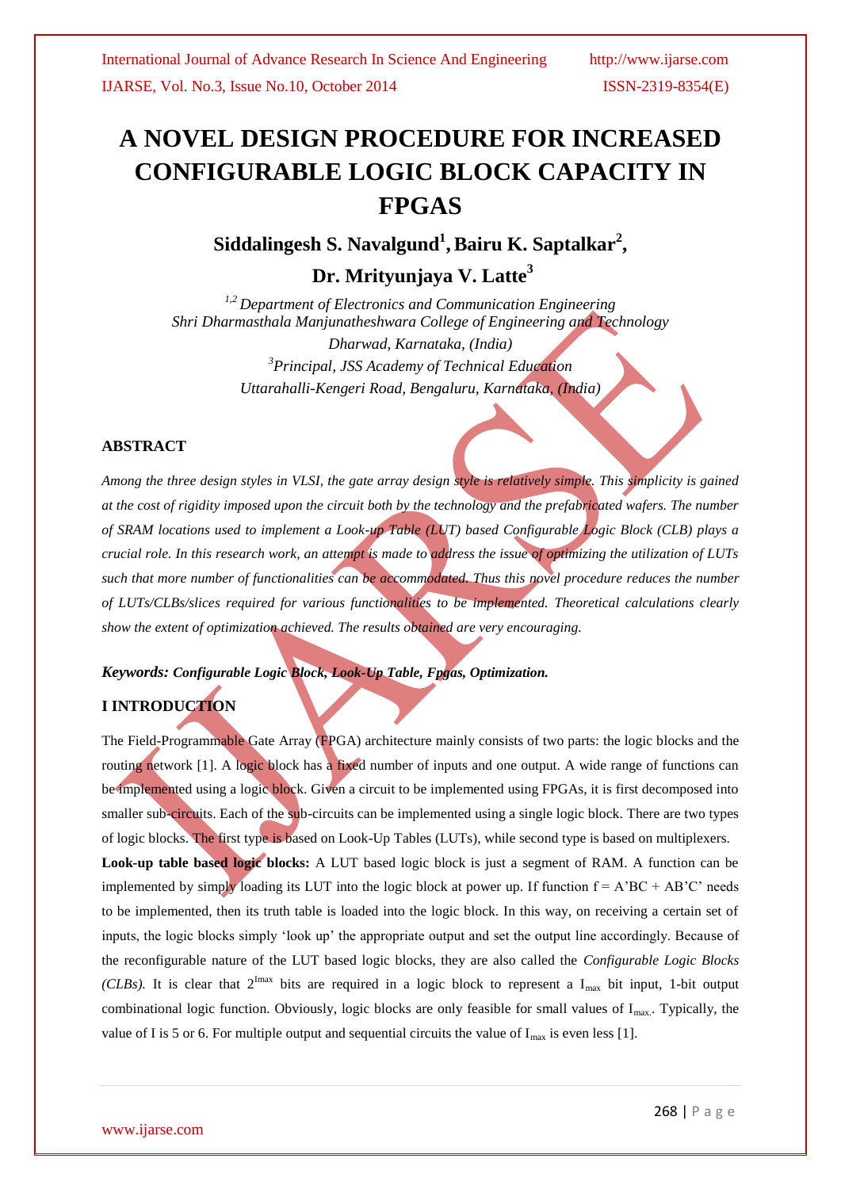# A NOVEL DESIGN PROCEDURE FOR INCREASED CONFIGURABLE LOGIC BLOCK CAPACITY IN FPGAS

**Siddalingesh S. Navalgund[1], Bairu K. Saptalkar[2], Dr. Mrityunjaya V. Latte[3]**

*[1,2] Department of Electronics and Communication Engineering*
*Shri Dharmasthala Manjunatheshwara College of Engineering and Technology*
*Dharwad, Karnataka, (India)*
*[3]Principal, JSS Academy of Technical Education*
*Uttarahalli-Kengeri Road, Bengaluru, Karnataka, (India)*

## ABSTRACT

*Among the three design styles in VLSI, the gate array design style is relatively simple. This simplicity is gained at the cost of rigidity imposed upon the circuit both by the technology and the prefabricated wafers. The number of SRAM locations used to implement a Look-up Table (LUT) based Configurable Logic Block (CLB) plays a crucial role. In this research work, an attempt is made to address the issue of optimizing the utilization of LUTs such that more number of functionalities can be accommodated. Thus this novel procedure reduces the number of LUTs/CLBs/slices required for various functionalities to be implemented. Theoretical calculations clearly show the extent of optimization achieved. The results obtained are very encouraging.*

***Keywords: Configurable Logic Block, Look-Up Table, Fpgas, Optimization.***

## I INTRODUCTION

The Field-Programmable Gate Array (FPGA) architecture mainly consists of two parts: the logic blocks and the routing network [1]. A logic block has a fixed number of inputs and one output. A wide range of functions can be implemented using a logic block. Given a circuit to be implemented using FPGAs, it is first decomposed into smaller sub-circuits. Each of the sub-circuits can be implemented using a single logic block. There are two types of logic blocks. The first type is based on Look-Up Tables (LUTs), while second type is based on multiplexers.

**Look-up table based logic blocks:** A LUT based logic block is just a segment of RAM. A function can be implemented by simply loading its LUT into the logic block at power up. If function f = A'BC + AB'C' needs to be implemented, then its truth table is loaded into the logic block. In this way, on receiving a certain set of inputs, the logic blocks simply 'look up' the appropriate output and set the output line accordingly. Because of the reconfigurable nature of the LUT based logic blocks, they are also called the *Configurable Logic Blocks (CLBs).* It is clear that $2^{I_{max}}$ bits are required in a logic block to represent a $I_{max}$ bit input, 1-bit output combinational logic function. Obviously, logic blocks are only feasible for small values of $I_{max}$. Typically, the value of I is 5 or 6. For multiple output and sequential circuits the value of $I_{max}$ is even less [1].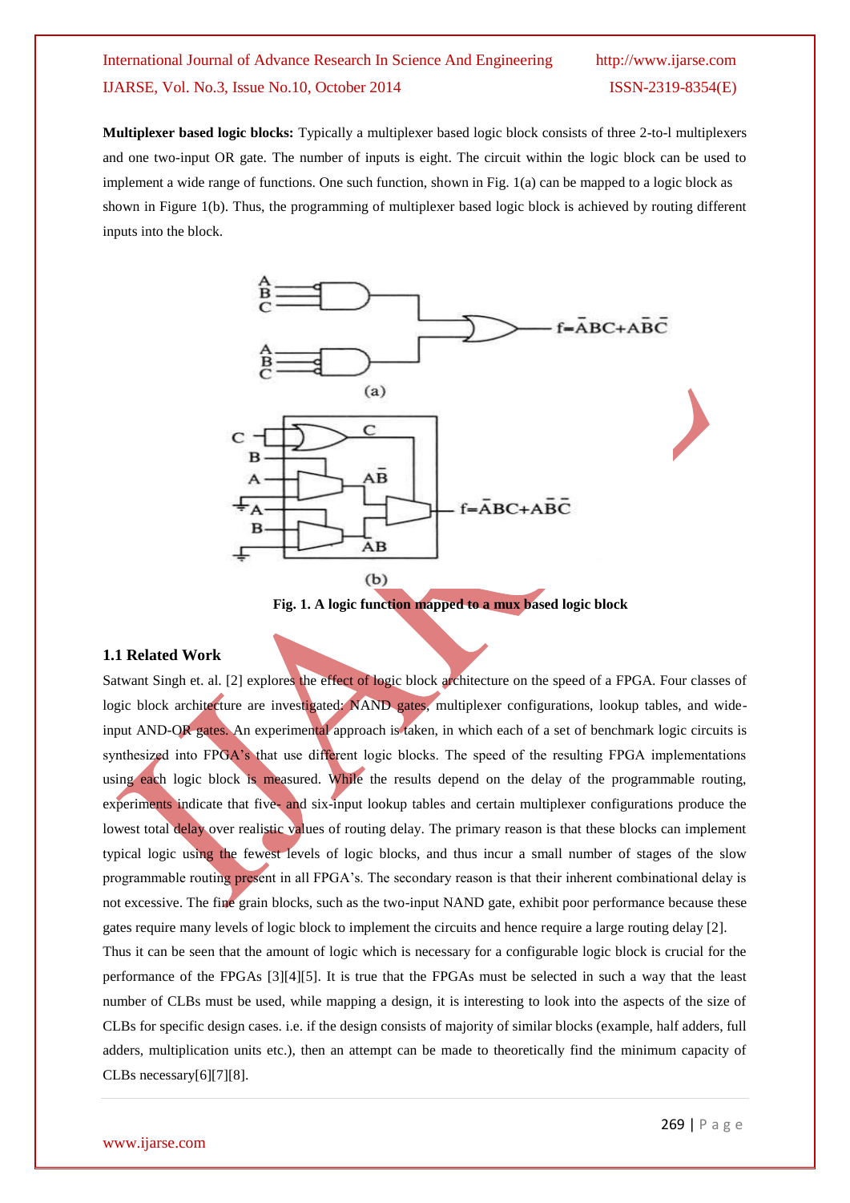**Multiplexer based logic blocks:** Typically a multiplexer based logic block consists of three 2-to-l multiplexers and one two-input OR gate. The number of inputs is eight. The circuit within the logic block can be used to implement a wide range of functions. One such function, shown in Fig. 1(a) can be mapped to a logic block as shown in Figure 1(b). Thus, the programming of multiplexer based logic block is achieved by routing different inputs into the block.

**Fig. 1. A logic function mapped to a mux based logic block**

### 1.1 Related Work

Satwant Singh et. al. [2] explores the effect of logic block architecture on the speed of a FPGA. Four classes of logic block architecture are investigated: NAND gates, multiplexer configurations, lookup tables, and wide-input AND-OR gates. An experimental approach is taken, in which each of a set of benchmark logic circuits is synthesized into FPGA's that use different logic blocks. The speed of the resulting FPGA implementations using each logic block is measured. While the results depend on the delay of the programmable routing, experiments indicate that five- and six-input lookup tables and certain multiplexer configurations produce the lowest total delay over realistic values of routing delay. The primary reason is that these blocks can implement typical logic using the fewest levels of logic blocks, and thus incur a small number of stages of the slow programmable routing present in all FPGA's. The secondary reason is that their inherent combinational delay is not excessive. The fine grain blocks, such as the two-input NAND gate, exhibit poor performance because these gates require many levels of logic block to implement the circuits and hence require a large routing delay [2].

Thus it can be seen that the amount of logic which is necessary for a configurable logic block is crucial for the performance of the FPGAs [3][4][5]. It is true that the FPGAs must be selected in such a way that the least number of CLBs must be used, while mapping a design, it is interesting to look into the aspects of the size of CLBs for specific design cases. i.e. if the design consists of majority of similar blocks (example, half adders, full adders, multiplication units etc.), then an attempt can be made to theoretically find the minimum capacity of CLBs necessary[6][7][8].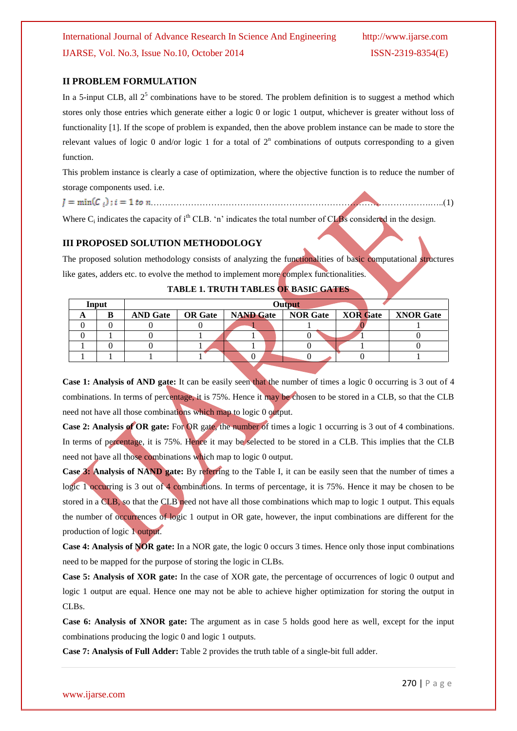## II PROBLEM FORMULATION

In a 5-input CLB, all $2^5$ combinations have to be stored. The problem definition is to suggest a method which stores only those entries which generate either a logic 0 or logic 1 output, whichever is greater without loss of functionality [1]. If the scope of problem is expanded, then the above problem instance can be made to store the relevant values of logic 0 and/or logic 1 for a total of $2^n$ combinations of outputs corresponding to a given function.

This problem instance is clearly a case of optimization, where the objective function is to reduce the number of storage components used. i.e.

$$J = \min(C_i); i = 1 \text{ to } n \quad \text{..........(1)}$$

Where $C_i$ indicates the capacity of $i^{th}$ CLB. 'n' indicates the total number of CLBs considered in the design.

## III PROPOSED SOLUTION METHODOLOGY

The proposed solution methodology consists of analyzing the functionalities of basic computational structures like gates, adders etc. to evolve the method to implement more complex functionalities.

**TABLE 1. TRUTH TABLES OF BASIC GATES**

| Input | | Output | | | | | |
|---|---|---|---|---|---|---|---|
| A | B | AND Gate | OR Gate | NAND Gate | NOR Gate | XOR Gate | XNOR Gate |
| 0 | 0 | 0 | 0 | 1 | 1 | 0 | 1 |
| 0 | 1 | 0 | 1 | 1 | 0 | 1 | 0 |
| 1 | 0 | 0 | 1 | 1 | 0 | 1 | 0 |
| 1 | 1 | 1 | 1 | 0 | 0 | 0 | 1 |

**Case 1: Analysis of AND gate:** It can be easily seen that the number of times a logic 0 occurring is 3 out of 4 combinations. In terms of percentage, it is 75%. Hence it may be chosen to be stored in a CLB, so that the CLB need not have all those combinations which map to logic 0 output.

**Case 2: Analysis of OR gate:** For OR gate, the number of times a logic 1 occurring is 3 out of 4 combinations. In terms of percentage, it is 75%. Hence it may be selected to be stored in a CLB. This implies that the CLB need not have all those combinations which map to logic 0 output.

**Case 3: Analysis of NAND gate:** By referring to the Table I, it can be easily seen that the number of times a logic 1 occurring is 3 out of 4 combinations. In terms of percentage, it is 75%. Hence it may be chosen to be stored in a CLB, so that the CLB need not have all those combinations which map to logic 1 output. This equals the number of occurrences of logic 1 output in OR gate, however, the input combinations are different for the production of logic 1 output.

**Case 4: Analysis of NOR gate:** In a NOR gate, the logic 0 occurs 3 times. Hence only those input combinations need to be mapped for the purpose of storing the logic in CLBs.

**Case 5: Analysis of XOR gate:** In the case of XOR gate, the percentage of occurrences of logic 0 output and logic 1 output are equal. Hence one may not be able to achieve higher optimization for storing the output in CLBs.

**Case 6: Analysis of XNOR gate:** The argument as in case 5 holds good here as well, except for the input combinations producing the logic 0 and logic 1 outputs.

**Case 7: Analysis of Full Adder:** Table 2 provides the truth table of a single-bit full adder.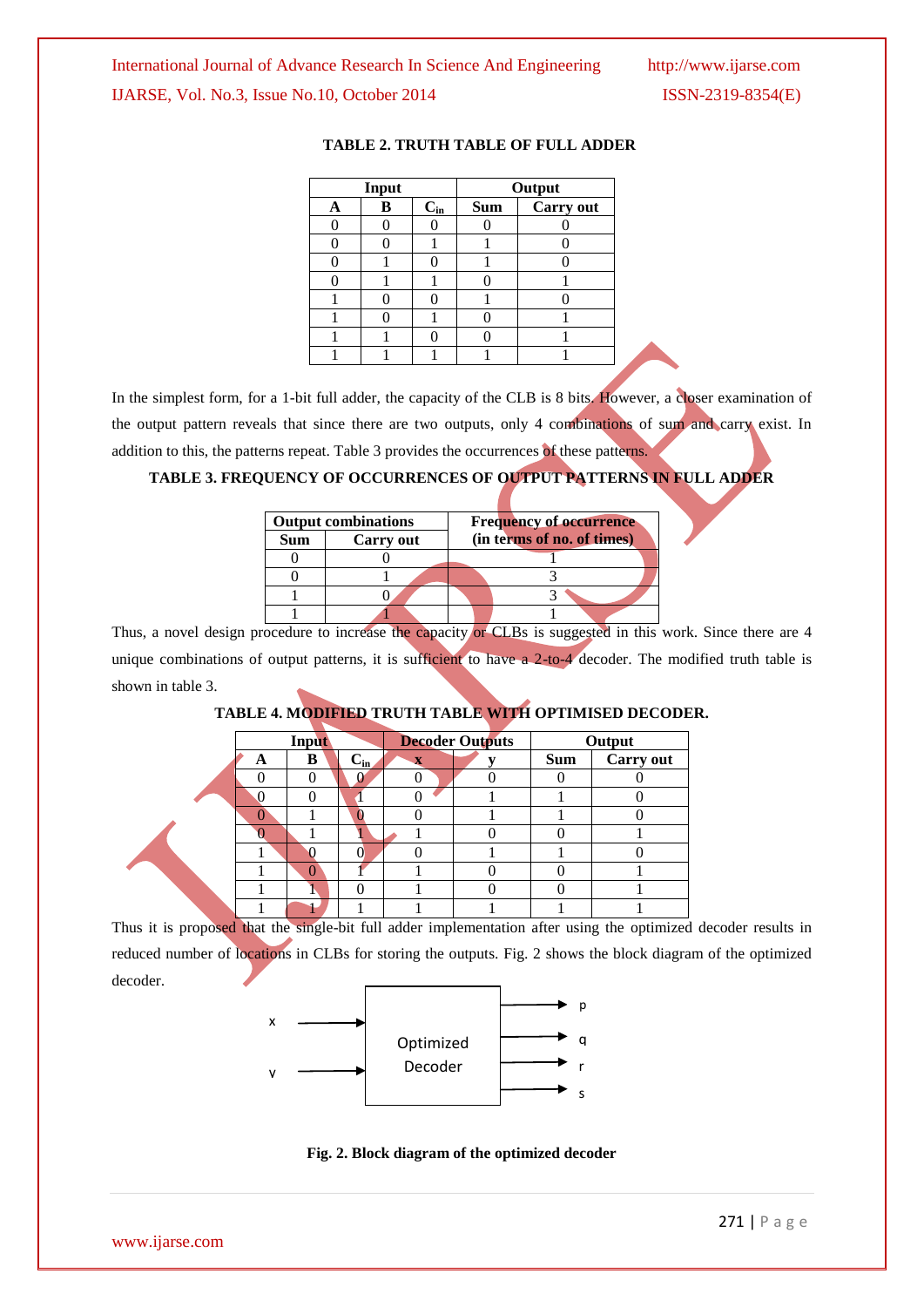**TABLE 2. TRUTH TABLE OF FULL ADDER**

| Input | | | Output | |
|---|---|---|---|---|
| A | B | $C_{in}$ | Sum | Carry out |
| 0 | 0 | 0 | 0 | 0 |
| 0 | 0 | 1 | 1 | 0 |
| 0 | 1 | 0 | 1 | 0 |
| 0 | 1 | 1 | 0 | 1 |
| 1 | 0 | 0 | 1 | 0 |
| 1 | 0 | 1 | 0 | 1 |
| 1 | 1 | 0 | 0 | 1 |
| 1 | 1 | 1 | 1 | 1 |

In the simplest form, for a 1-bit full adder, the capacity of the CLB is 8 bits. However, a closer examination of the output pattern reveals that since there are two outputs, only 4 combinations of sum and carry exist. In addition to this, the patterns repeat. Table 3 provides the occurrences of these patterns.

**TABLE 3. FREQUENCY OF OCCURRENCES OF OUTPUT PATTERNS IN FULL ADDER**

| Output combinations | | Frequency of occurrence (in terms of no. of times) |
|---|---|---|
| Sum | Carry out | |
| 0 | 0 | 1 |
| 0 | 1 | 3 |
| 1 | 0 | 3 |
| 1 | 1 | 1 |

Thus, a novel design procedure to increase the capacity of CLBs is suggested in this work. Since there are 4 unique combinations of output patterns, it is sufficient to have a 2-to-4 decoder. The modified truth table is shown in table 3.

**TABLE 4. MODIFIED TRUTH TABLE WITH OPTIMISED DECODER.**

| Input | | | Decoder Outputs | | Output | |
|---|---|---|---|---|---|---|
| A | B | $C_{in}$ | x | y | Sum | Carry out |
| 0 | 0 | 0 | 0 | 0 | 0 | 0 |
| 0 | 0 | 1 | 0 | 1 | 1 | 0 |
| 0 | 1 | 0 | 0 | 1 | 1 | 0 |
| 0 | 1 | 1 | 1 | 0 | 0 | 1 |
| 1 | 0 | 0 | 0 | 1 | 1 | 0 |
| 1 | 0 | 1 | 1 | 0 | 0 | 1 |
| 1 | 1 | 0 | 1 | 0 | 0 | 1 |
| 1 | 1 | 1 | 1 | 1 | 1 | 1 |

Thus it is proposed that the single-bit full adder implementation after using the optimized decoder results in reduced number of locations in CLBs for storing the outputs. Fig. 2 shows the block diagram of the optimized decoder.

x → Optimized Decoder → p, q, r, s
y →

**Fig. 2. Block diagram of the optimized decoder**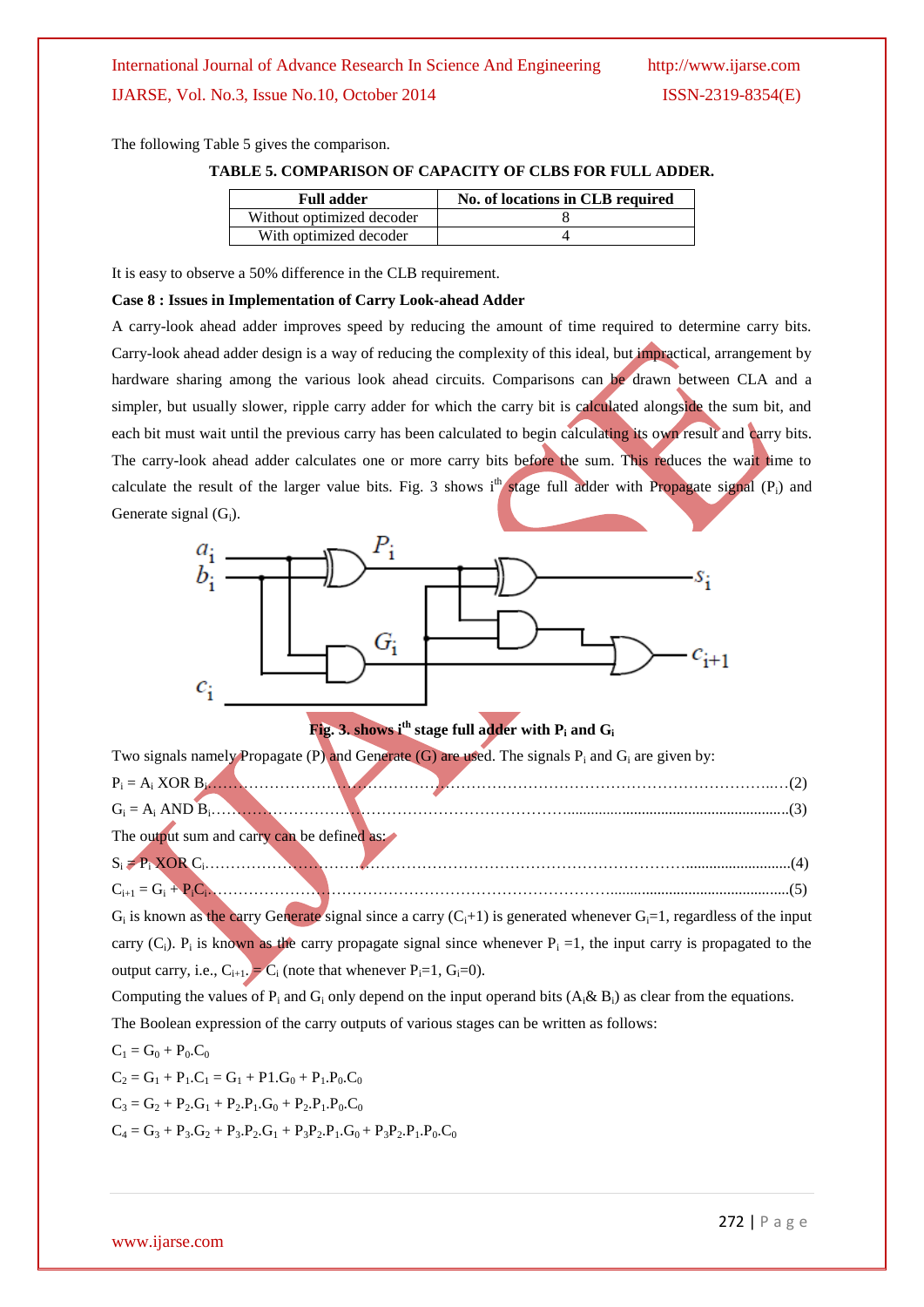The following Table 5 gives the comparison.

**TABLE 5. COMPARISON OF CAPACITY OF CLBS FOR FULL ADDER.**

| Full adder | No. of locations in CLB required |
|---|---|
| Without optimized decoder | 8 |
| With optimized decoder | 4 |

It is easy to observe a 50% difference in the CLB requirement.

**Case 8 : Issues in Implementation of Carry Look-ahead Adder**

A carry-look ahead adder improves speed by reducing the amount of time required to determine carry bits. Carry-look ahead adder design is a way of reducing the complexity of this ideal, but impractical, arrangement by hardware sharing among the various look ahead circuits. Comparisons can be drawn between CLA and a simpler, but usually slower, ripple carry adder for which the carry bit is calculated alongside the sum bit, and each bit must wait until the previous carry has been calculated to begin calculating its own result and carry bits. The carry-look ahead adder calculates one or more carry bits before the sum. This reduces the wait time to calculate the result of the larger value bits. Fig. 3 shows $i^{th}$ stage full adder with Propagate signal ($P_i$) and Generate signal ($G_i$).

**Fig. 3. shows $i^{th}$ stage full adder with $P_i$ and $G_i$**

Two signals namely Propagate (P) and Generate (G) are used. The signals $P_i$ and $G_i$ are given by:

$P_i = A_i$ XOR $B_i$……(2)

$G_i = A_i$ AND $B_i$……(3)

The output sum and carry can be defined as:

$S_i = P_i$ XOR $C_i$……(4)

$C_{i+1} = G_i + P_iC_i$……(5)

$G_i$ is known as the carry Generate signal since a carry ($C_i$+1) is generated whenever $G_i$=1, regardless of the input carry ($C_i$). $P_i$ is known as the carry propagate signal since whenever $P_i$ =1, the input carry is propagated to the output carry, i.e., $C_{i+1}$. = $C_i$ (note that whenever $P_i$=1, $G_i$=0).

Computing the values of $P_i$ and $G_i$ only depend on the input operand bits ($A_i$& $B_i$) as clear from the equations.

The Boolean expression of the carry outputs of various stages can be written as follows:

$C_1 = G_0 + P_0.C_0$

$C_2 = G_1 + P_1.C_1 = G_1 + P1.G_0 + P_1.P_0.C_0$

$C_3 = G_2 + P_2.G_1 + P_2.P_1.G_0 + P_2.P_1.P_0.C_0$

$C_4 = G_3 + P_3.G_2 + P_3.P_2.G_1 + P_3P_2.P_1.G_0 + P_3P_2.P_1.P_0.C_0$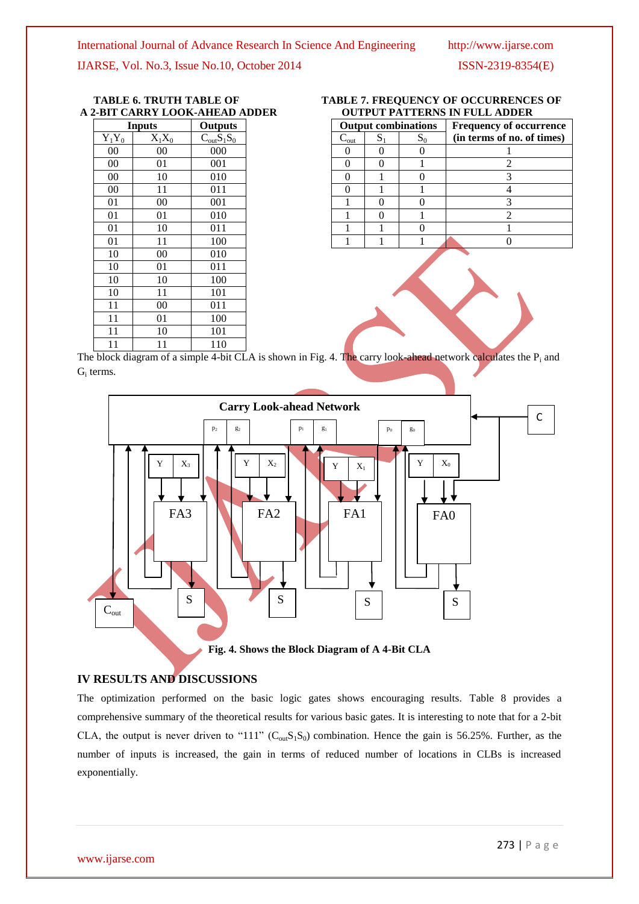**TABLE 6. TRUTH TABLE OF A 2-BIT CARRY LOOK-AHEAD ADDER**

| Inputs | | Outputs |
|---|---|---|
| $Y_1Y_0$ | $X_1X_0$ | $C_{out}S_1S_0$ |
| 00 | 00 | 000 |
| 00 | 01 | 001 |
| 00 | 10 | 010 |
| 00 | 11 | 011 |
| 01 | 00 | 001 |
| 01 | 01 | 010 |
| 01 | 10 | 011 |
| 01 | 11 | 100 |
| 10 | 00 | 010 |
| 10 | 01 | 011 |
| 10 | 10 | 100 |
| 10 | 11 | 101 |
| 11 | 00 | 011 |
| 11 | 01 | 100 |
| 11 | 10 | 101 |
| 11 | 11 | 110 |

**TABLE 7. FREQUENCY OF OCCURRENCES OF OUTPUT PATTERNS IN FULL ADDER**

| Output combinations | | | Frequency of occurrence (in terms of no. of times) |
|---|---|---|---|
| $C_{out}$ | $S_1$ | $S_0$ | |
| 0 | 0 | 0 | 1 |
| 0 | 0 | 1 | 2 |
| 0 | 1 | 0 | 3 |
| 0 | 1 | 1 | 4 |
| 1 | 0 | 0 | 3 |
| 1 | 0 | 1 | 2 |
| 1 | 1 | 0 | 1 |
| 1 | 1 | 1 | 0 |

The block diagram of a simple 4-bit CLA is shown in Fig. 4. The carry look-ahead network calculates the $P_i$ and $G_i$ terms.

**Fig. 4. Shows the Block Diagram of A 4-Bit CLA**

## IV RESULTS AND DISCUSSIONS

The optimization performed on the basic logic gates shows encouraging results. Table 8 provides a comprehensive summary of the theoretical results for various basic gates. It is interesting to note that for a 2-bit CLA, the output is never driven to "111" ($C_{out}S_1S_0$) combination. Hence the gain is 56.25%. Further, as the number of inputs is increased, the gain in terms of reduced number of locations in CLBs is increased exponentially.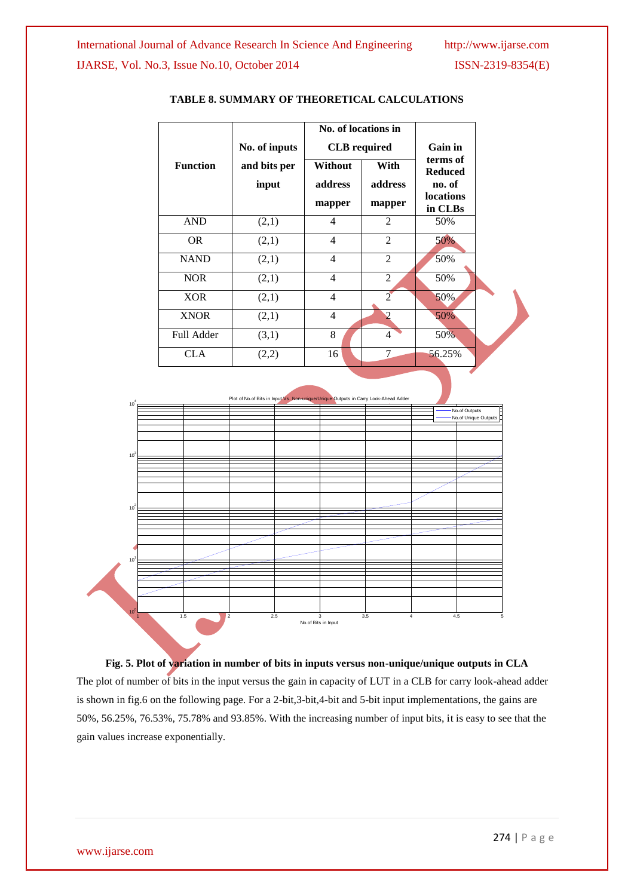**TABLE 8. SUMMARY OF THEORETICAL CALCULATIONS**

| Function | No. of inputs and bits per input | No. of locations in CLB required | | Gain in terms of Reduced no. of locations in CLBs |
|---|---|---|---|---|
| | | Without address mapper | With address mapper | |
| AND | (2,1) | 4 | 2 | 50% |
| OR | (2,1) | 4 | 2 | 50% |
| NAND | (2,1) | 4 | 2 | 50% |
| NOR | (2,1) | 4 | 2 | 50% |
| XOR | (2,1) | 4 | 2 | 50% |
| XNOR | (2,1) | 4 | 2 | 50% |
| Full Adder | (3,1) | 8 | 4 | 50% |
| CLA | (2,2) | 16 | 7 | 56.25% |

**Fig. 5. Plot of variation in number of bits in inputs versus non-unique/unique outputs in CLA**

The plot of number of bits in the input versus the gain in capacity of LUT in a CLB for carry look-ahead adder is shown in fig.6 on the following page. For a 2-bit,3-bit,4-bit and 5-bit input implementations, the gains are 50%, 56.25%, 76.53%, 75.78% and 93.85%. With the increasing number of input bits, it is easy to see that the gain values increase exponentially.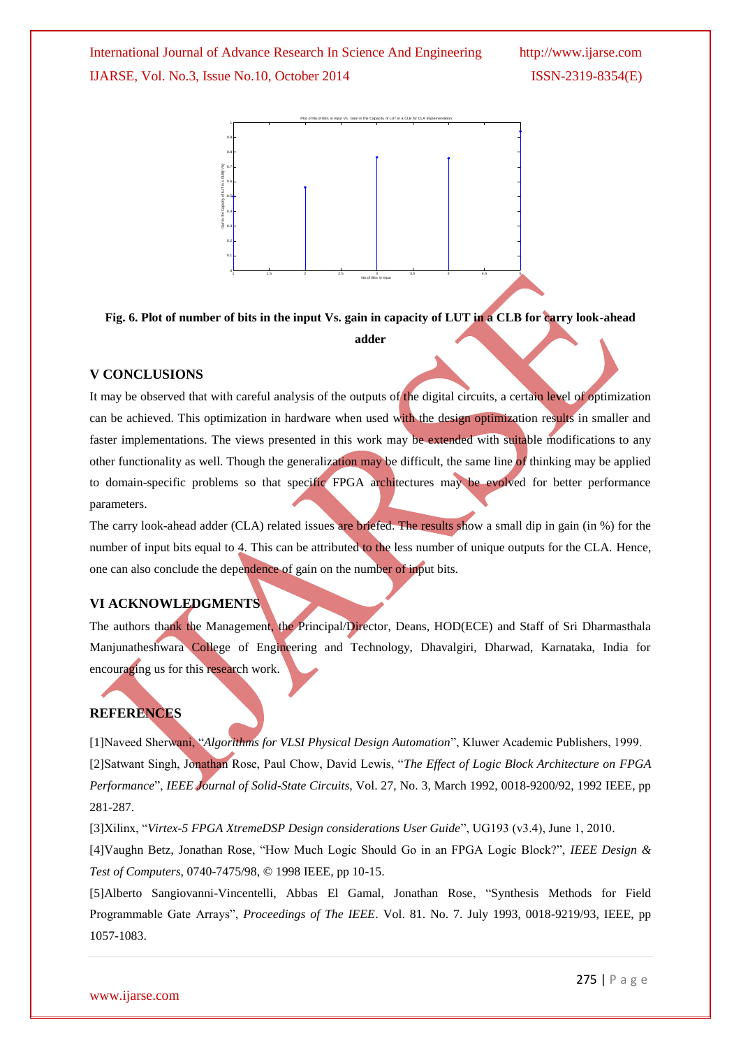**Fig. 6. Plot of number of bits in the input Vs. gain in capacity of LUT in a CLB for carry look-ahead adder**

## V CONCLUSIONS

It may be observed that with careful analysis of the outputs of the digital circuits, a certain level of optimization can be achieved. This optimization in hardware when used with the design optimization results in smaller and faster implementations. The views presented in this work may be extended with suitable modifications to any other functionality as well. Though the generalization may be difficult, the same line of thinking may be applied to domain-specific problems so that specific FPGA architectures may be evolved for better performance parameters.

The carry look-ahead adder (CLA) related issues are briefed. The results show a small dip in gain (in %) for the number of input bits equal to 4. This can be attributed to the less number of unique outputs for the CLA. Hence, one can also conclude the dependence of gain on the number of input bits.

## VI ACKNOWLEDGMENTS

The authors thank the Management, the Principal/Director, Deans, HOD(ECE) and Staff of Sri Dharmasthala Manjunatheshwara College of Engineering and Technology, Dhavalgiri, Dharwad, Karnataka, India for encouraging us for this research work.

## REFERENCES

[1]Naveed Sherwani, "*Algorithms for VLSI Physical Design Automation*", Kluwer Academic Publishers, 1999.

[2]Satwant Singh, Jonathan Rose, Paul Chow, David Lewis, "*The Effect of Logic Block Architecture on FPGA Performance*", *IEEE Journal of Solid-State Circuits*, Vol. 27, No. 3, March 1992, 0018-9200/92, 1992 IEEE, pp 281-287.

[3]Xilinx, "*Virtex-5 FPGA XtremeDSP Design considerations User Guide*", UG193 (v3.4), June 1, 2010.

[4]Vaughn Betz, Jonathan Rose, "How Much Logic Should Go in an FPGA Logic Block?", *IEEE Design & Test of Computers*, 0740-7475/98, © 1998 IEEE, pp 10-15.

[5]Alberto Sangiovanni-Vincentelli, Abbas El Gamal, Jonathan Rose, "Synthesis Methods for Field Programmable Gate Arrays", *Proceedings of The IEEE*. Vol. 81. No. 7. July 1993, 0018-9219/93, IEEE, pp 1057-1083.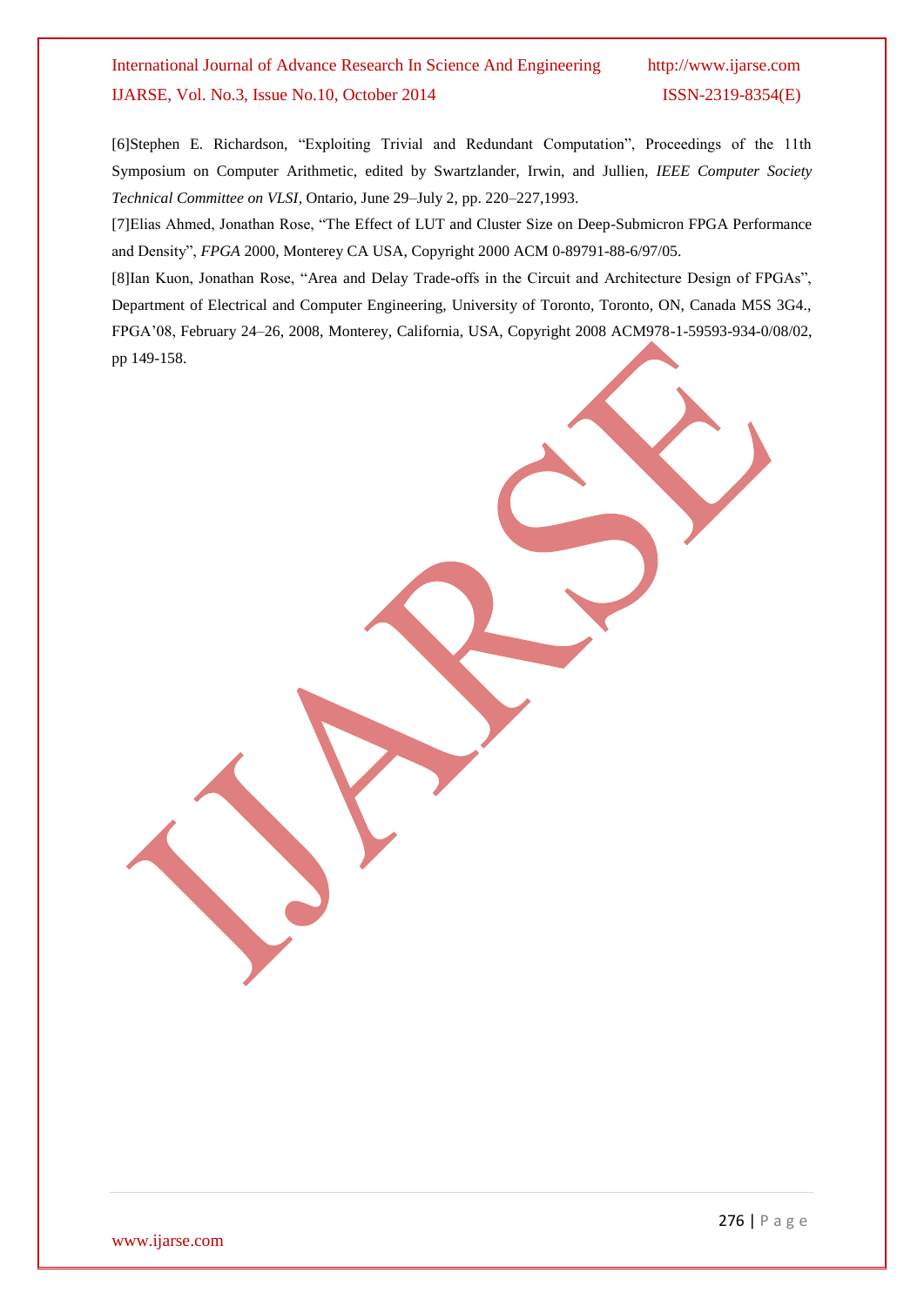[6]Stephen E. Richardson, "Exploiting Trivial and Redundant Computation", Proceedings of the 11th Symposium on Computer Arithmetic, edited by Swartzlander, Irwin, and Jullien, *IEEE Computer Society Technical Committee on VLSI*, Ontario, June 29–July 2, pp. 220–227,1993.

[7]Elias Ahmed, Jonathan Rose, "The Effect of LUT and Cluster Size on Deep-Submicron FPGA Performance and Density", *FPGA* 2000, Monterey CA USA, Copyright 2000 ACM 0-89791-88-6/97/05.

[8]Ian Kuon, Jonathan Rose, "Area and Delay Trade-offs in the Circuit and Architecture Design of FPGAs", Department of Electrical and Computer Engineering, University of Toronto, Toronto, ON, Canada M5S 3G4., FPGA'08, February 24–26, 2008, Monterey, California, USA, Copyright 2008 ACM978-1-59593-934-0/08/02, pp 149-158.